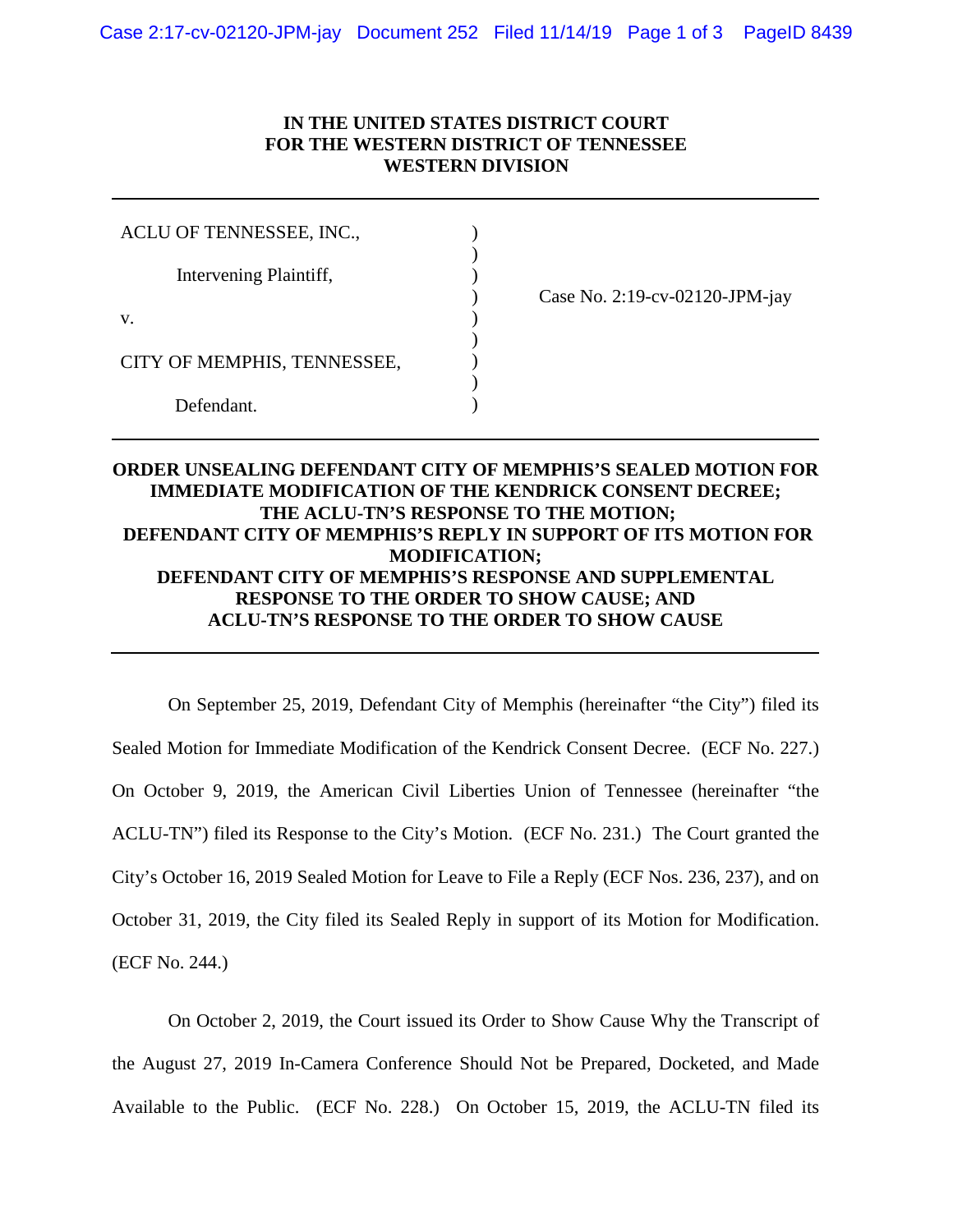**IN THE UNITED STATES DISTRICT COURT**
**FOR THE WESTERN DISTRICT OF TENNESSEE**
**WESTERN DIVISION**

---

ACLU OF TENNESSEE, INC.,

Intervening Plaintiff,

v.

CITY OF MEMPHIS, TENNESSEE,

Defendant.

Case No. 2:19-cv-02120-JPM-jay

---

**ORDER UNSEALING DEFENDANT CITY OF MEMPHIS'S SEALED MOTION FOR IMMEDIATE MODIFICATION OF THE KENDRICK CONSENT DECREE; THE ACLU-TN'S RESPONSE TO THE MOTION; DEFENDANT CITY OF MEMPHIS'S REPLY IN SUPPORT OF ITS MOTION FOR MODIFICATION; DEFENDANT CITY OF MEMPHIS'S RESPONSE AND SUPPLEMENTAL RESPONSE TO THE ORDER TO SHOW CAUSE; AND ACLU-TN'S RESPONSE TO THE ORDER TO SHOW CAUSE**

---

On September 25, 2019, Defendant City of Memphis (hereinafter "the City") filed its Sealed Motion for Immediate Modification of the Kendrick Consent Decree. (ECF No. 227.) On October 9, 2019, the American Civil Liberties Union of Tennessee (hereinafter "the ACLU-TN") filed its Response to the City's Motion. (ECF No. 231.) The Court granted the City's October 16, 2019 Sealed Motion for Leave to File a Reply (ECF Nos. 236, 237), and on October 31, 2019, the City filed its Sealed Reply in support of its Motion for Modification. (ECF No. 244.)

On October 2, 2019, the Court issued its Order to Show Cause Why the Transcript of the August 27, 2019 In-Camera Conference Should Not be Prepared, Docketed, and Made Available to the Public. (ECF No. 228.) On October 15, 2019, the ACLU-TN filed its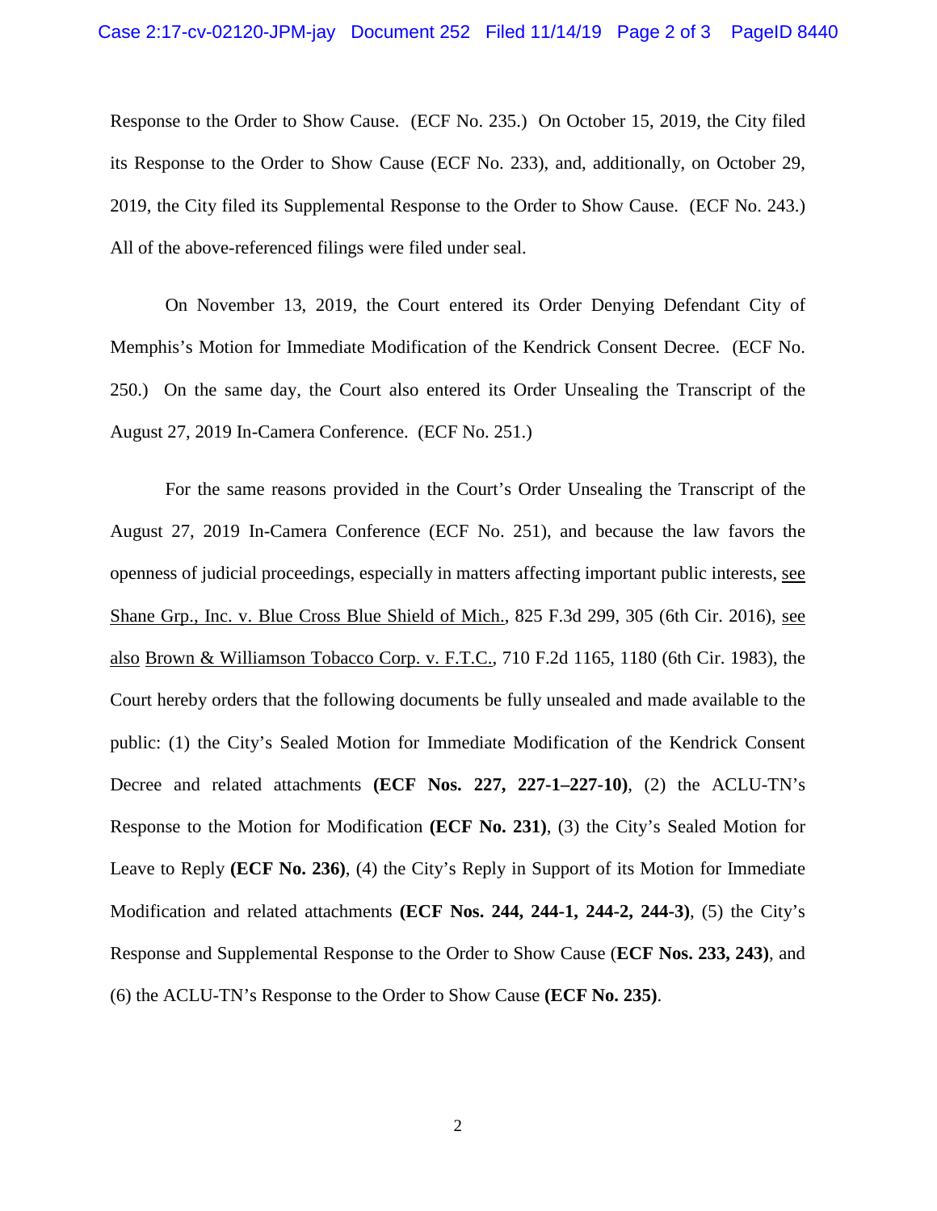Response to the Order to Show Cause. (ECF No. 235.) On October 15, 2019, the City filed its Response to the Order to Show Cause (ECF No. 233), and, additionally, on October 29, 2019, the City filed its Supplemental Response to the Order to Show Cause. (ECF No. 243.) All of the above-referenced filings were filed under seal.

On November 13, 2019, the Court entered its Order Denying Defendant City of Memphis's Motion for Immediate Modification of the Kendrick Consent Decree. (ECF No. 250.) On the same day, the Court also entered its Order Unsealing the Transcript of the August 27, 2019 In-Camera Conference. (ECF No. 251.)

For the same reasons provided in the Court's Order Unsealing the Transcript of the August 27, 2019 In-Camera Conference (ECF No. 251), and because the law favors the openness of judicial proceedings, especially in matters affecting important public interests, see Shane Grp., Inc. v. Blue Cross Blue Shield of Mich., 825 F.3d 299, 305 (6th Cir. 2016), see also Brown & Williamson Tobacco Corp. v. F.T.C., 710 F.2d 1165, 1180 (6th Cir. 1983), the Court hereby orders that the following documents be fully unsealed and made available to the public: (1) the City's Sealed Motion for Immediate Modification of the Kendrick Consent Decree and related attachments **(ECF Nos. 227, 227-1–227-10)**, (2) the ACLU-TN's Response to the Motion for Modification **(ECF No. 231)**, (3) the City's Sealed Motion for Leave to Reply **(ECF No. 236)**, (4) the City's Reply in Support of its Motion for Immediate Modification and related attachments **(ECF Nos. 244, 244-1, 244-2, 244-3)**, (5) the City's Response and Supplemental Response to the Order to Show Cause (**ECF Nos. 233, 243)**, and (6) the ACLU-TN's Response to the Order to Show Cause **(ECF No. 235)**.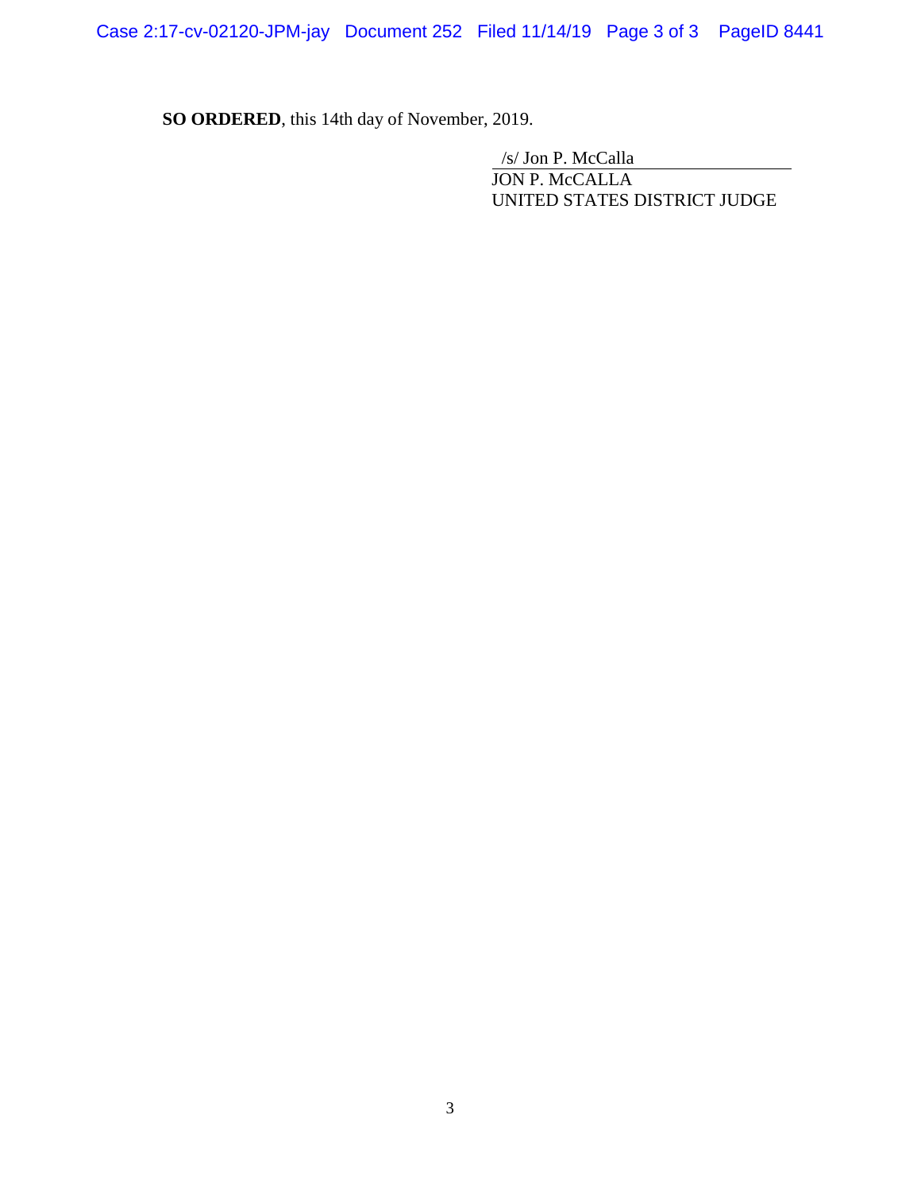**SO ORDERED**, this 14th day of November, 2019.

/s/ Jon P. McCalla
JON P. McCALLA
UNITED STATES DISTRICT JUDGE